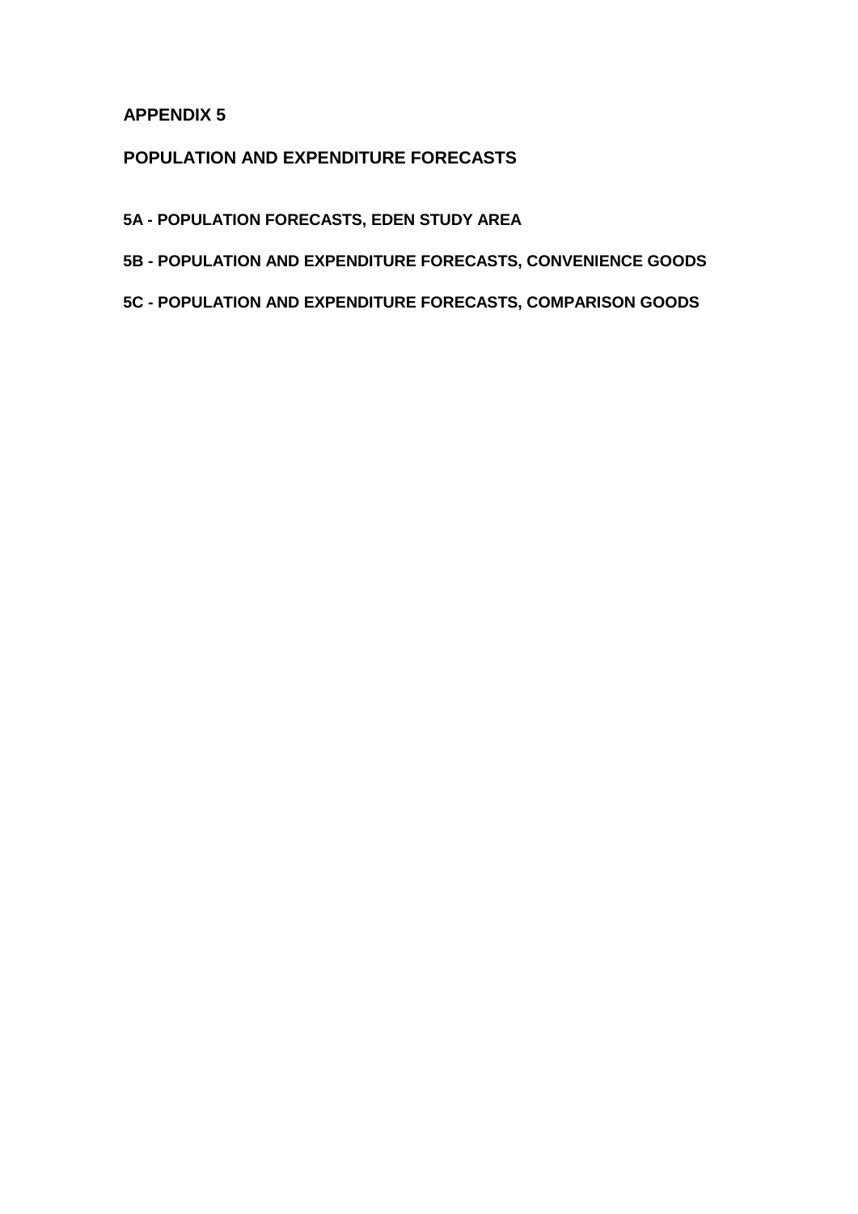# APPENDIX 5

## POPULATION AND EXPENDITURE FORECASTS

**5A - POPULATION FORECASTS, EDEN STUDY AREA**

**5B - POPULATION AND EXPENDITURE FORECASTS, CONVENIENCE GOODS**

**5C - POPULATION AND EXPENDITURE FORECASTS, COMPARISON GOODS**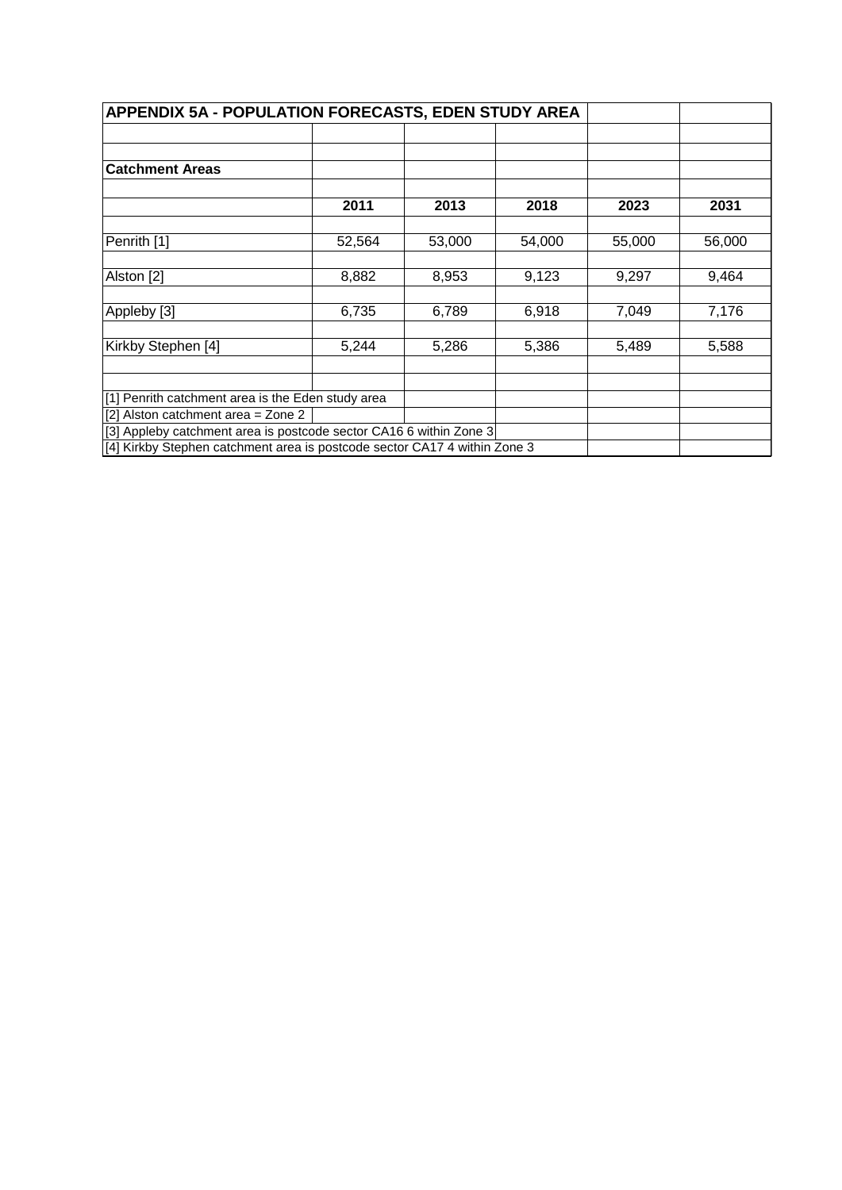## APPENDIX 5A - POPULATION FORECASTS, EDEN STUDY AREA

**Catchment Areas**

| | 2011 | 2013 | 2018 | 2023 | 2031 |
|---|---|---|---|---|---|
| Penrith [1] | 52,564 | 53,000 | 54,000 | 55,000 | 56,000 |
| Alston [2] | 8,882 | 8,953 | 9,123 | 9,297 | 9,464 |
| Appleby [3] | 6,735 | 6,789 | 6,918 | 7,049 | 7,176 |
| Kirkby Stephen [4] | 5,244 | 5,286 | 5,386 | 5,489 | 5,588 |

[1] Penrith catchment area is the Eden study area

[2] Alston catchment area = Zone 2

[3] Appleby catchment area is postcode sector CA16 6 within Zone 3

[4] Kirkby Stephen catchment area is postcode sector CA17 4 within Zone 3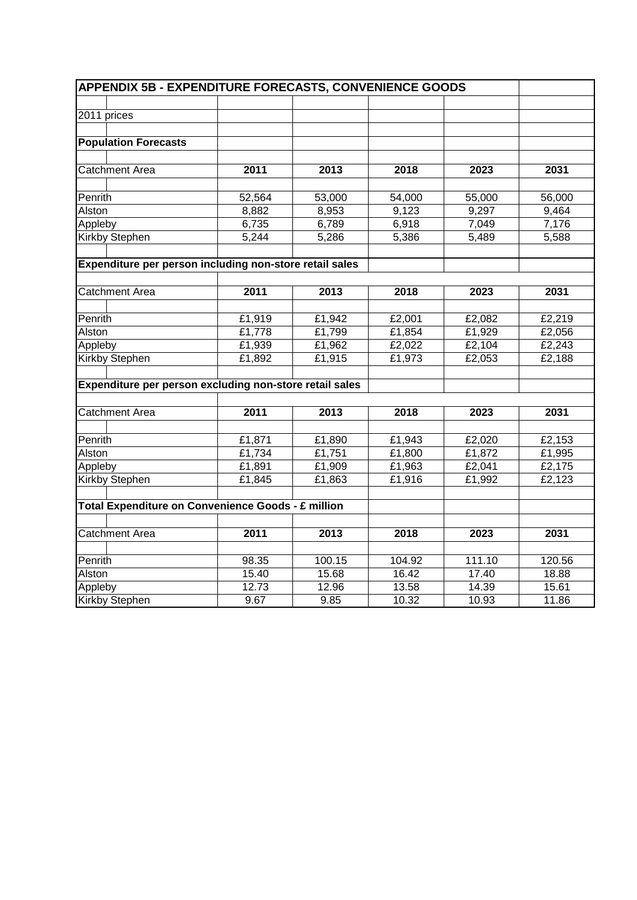## APPENDIX 5B - EXPENDITURE FORECASTS, CONVENIENCE GOODS

2011 prices

**Population Forecasts**

| Catchment Area | 2011 | 2013 | 2018 | 2023 | 2031 |
|---|---|---|---|---|---|
| Penrith | 52,564 | 53,000 | 54,000 | 55,000 | 56,000 |
| Alston | 8,882 | 8,953 | 9,123 | 9,297 | 9,464 |
| Appleby | 6,735 | 6,789 | 6,918 | 7,049 | 7,176 |
| Kirkby Stephen | 5,244 | 5,286 | 5,386 | 5,489 | 5,588 |

**Expenditure per person including non-store retail sales**

| Catchment Area | 2011 | 2013 | 2018 | 2023 | 2031 |
|---|---|---|---|---|---|
| Penrith | £1,919 | £1,942 | £2,001 | £2,082 | £2,219 |
| Alston | £1,778 | £1,799 | £1,854 | £1,929 | £2,056 |
| Appleby | £1,939 | £1,962 | £2,022 | £2,104 | £2,243 |
| Kirkby Stephen | £1,892 | £1,915 | £1,973 | £2,053 | £2,188 |

**Expenditure per person excluding non-store retail sales**

| Catchment Area | 2011 | 2013 | 2018 | 2023 | 2031 |
|---|---|---|---|---|---|
| Penrith | £1,871 | £1,890 | £1,943 | £2,020 | £2,153 |
| Alston | £1,734 | £1,751 | £1,800 | £1,872 | £1,995 |
| Appleby | £1,891 | £1,909 | £1,963 | £2,041 | £2,175 |
| Kirkby Stephen | £1,845 | £1,863 | £1,916 | £1,992 | £2,123 |

**Total Expenditure on Convenience Goods - £ million**

| Catchment Area | 2011 | 2013 | 2018 | 2023 | 2031 |
|---|---|---|---|---|---|
| Penrith | 98.35 | 100.15 | 104.92 | 111.10 | 120.56 |
| Alston | 15.40 | 15.68 | 16.42 | 17.40 | 18.88 |
| Appleby | 12.73 | 12.96 | 13.58 | 14.39 | 15.61 |
| Kirkby Stephen | 9.67 | 9.85 | 10.32 | 10.93 | 11.86 |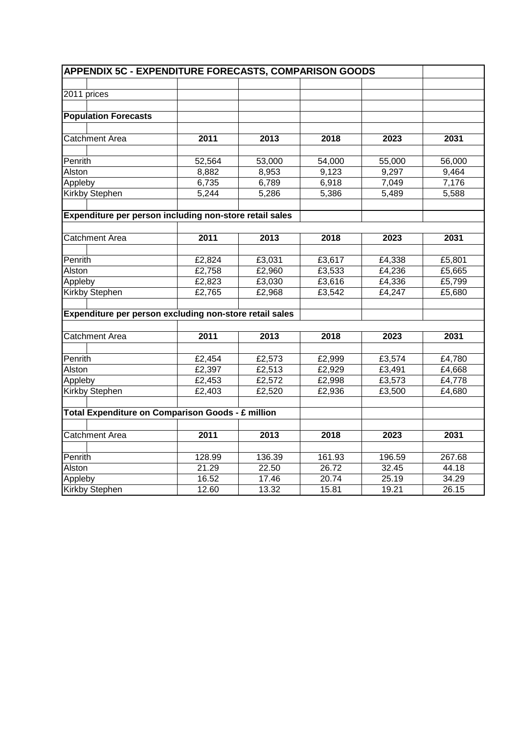## APPENDIX 5C - EXPENDITURE FORECASTS, COMPARISON GOODS

2011 prices

### Population Forecasts

| Catchment Area | 2011 | 2013 | 2018 | 2023 | 2031 |
|---|---|---|---|---|---|
| Penrith | 52,564 | 53,000 | 54,000 | 55,000 | 56,000 |
| Alston | 8,882 | 8,953 | 9,123 | 9,297 | 9,464 |
| Appleby | 6,735 | 6,789 | 6,918 | 7,049 | 7,176 |
| Kirkby Stephen | 5,244 | 5,286 | 5,386 | 5,489 | 5,588 |

### Expenditure per person including non-store retail sales

| Catchment Area | 2011 | 2013 | 2018 | 2023 | 2031 |
|---|---|---|---|---|---|
| Penrith | £2,824 | £3,031 | £3,617 | £4,338 | £5,801 |
| Alston | £2,758 | £2,960 | £3,533 | £4,236 | £5,665 |
| Appleby | £2,823 | £3,030 | £3,616 | £4,336 | £5,799 |
| Kirkby Stephen | £2,765 | £2,968 | £3,542 | £4,247 | £5,680 |

### Expenditure per person excluding non-store retail sales

| Catchment Area | 2011 | 2013 | 2018 | 2023 | 2031 |
|---|---|---|---|---|---|
| Penrith | £2,454 | £2,573 | £2,999 | £3,574 | £4,780 |
| Alston | £2,397 | £2,513 | £2,929 | £3,491 | £4,668 |
| Appleby | £2,453 | £2,572 | £2,998 | £3,573 | £4,778 |
| Kirkby Stephen | £2,403 | £2,520 | £2,936 | £3,500 | £4,680 |

### Total Expenditure on Comparison Goods - £ million

| Catchment Area | 2011 | 2013 | 2018 | 2023 | 2031 |
|---|---|---|---|---|---|
| Penrith | 128.99 | 136.39 | 161.93 | 196.59 | 267.68 |
| Alston | 21.29 | 22.50 | 26.72 | 32.45 | 44.18 |
| Appleby | 16.52 | 17.46 | 20.74 | 25.19 | 34.29 |
| Kirkby Stephen | 12.60 | 13.32 | 15.81 | 19.21 | 26.15 |